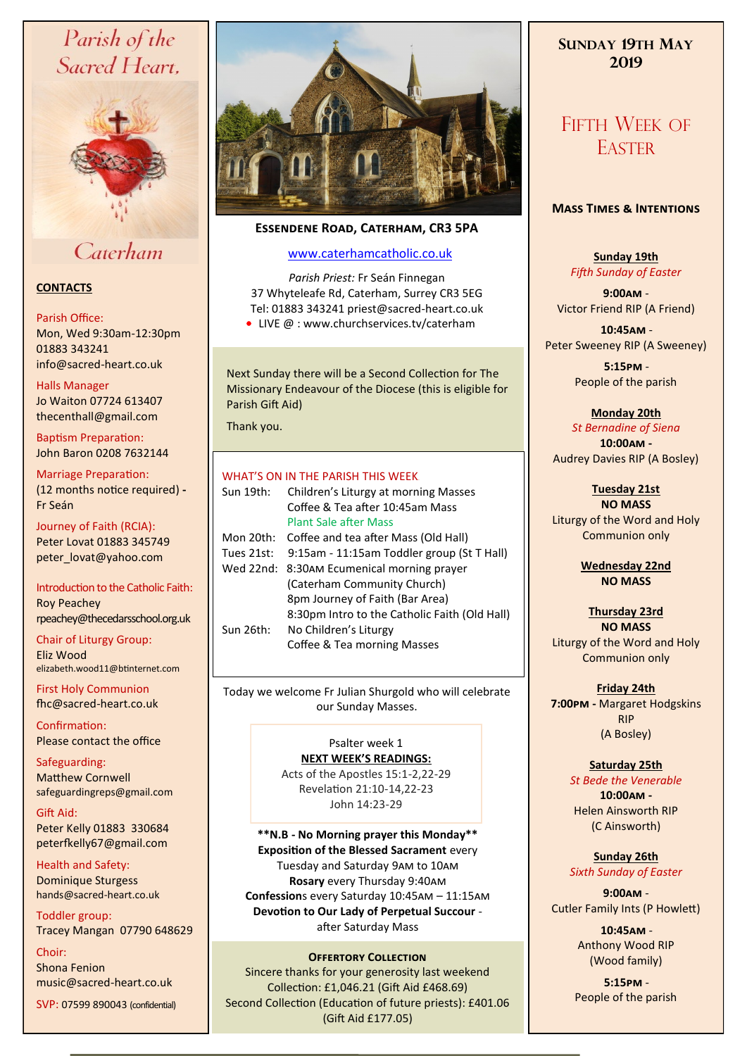# Parish of the Sacred Heart, Caterham

## CONTACTS

Parish Office:
Mon, Wed 9:30am-12:30pm
01883 343241
info@sacred-heart.co.uk

Halls Manager
Jo Waiton 07724 613407
thecenthall@gmail.com

Baptism Preparation:
John Baron 0208 7632144

Marriage Preparation:
(12 months notice required) - Fr Seán

Journey of Faith (RCIA):
Peter Lovat 01883 345749
peter_lovat@yahoo.com

Introduction to the Catholic Faith:
Roy Peachey
rpeachey@thecedarsschool.org.uk

Chair of Liturgy Group:
Eliz Wood
elizabeth.wood11@btinternet.com

First Holy Communion
fhc@sacred-heart.co.uk

Confirmation:
Please contact the office

Safeguarding:
Matthew Cornwell
safeguardingreps@gmail.com

Gift Aid:
Peter Kelly 01883 330684
peterfkelly67@gmail.com

Health and Safety:
Dominique Sturgess
hands@sacred-heart.co.uk

Toddler group:
Tracey Mangan 07790 648629

Choir:
Shona Fenion
music@sacred-heart.co.uk

SVP: 07599 890043 (confidential)

**ESSENDENE ROAD, CATERHAM, CR3 5PA**

www.caterhamcatholic.co.uk

*Parish Priest:* Fr Seán Finnegan
37 Whyteleafe Rd, Caterham, Surrey CR3 5EG
Tel: 01883 343241 priest@sacred-heart.co.uk
- LIVE @ : www.churchservices.tv/caterham

Next Sunday there will be a Second Collection for The Missionary Endeavour of the Diocese (this is eligible for Parish Gift Aid)

Thank you.

### WHAT'S ON IN THE PARISH THIS WEEK

| | |
|---|---|
| Sun 19th: | Children's Liturgy at morning Masses<br>Coffee & Tea after 10:45am Mass<br>Plant Sale after Mass |
| Mon 20th: | Coffee and tea after Mass (Old Hall) |
| Tues 21st: | 9:15am - 11:15am Toddler group (St T Hall) |
| Wed 22nd: | 8:30AM Ecumenical morning prayer (Caterham Community Church)<br>8pm Journey of Faith (Bar Area)<br>8:30pm Intro to the Catholic Faith (Old Hall) |
| Sun 26th: | No Children's Liturgy<br>Coffee & Tea morning Masses |

Today we welcome Fr Julian Shurgold who will celebrate our Sunday Masses.

Psalter week 1
**NEXT WEEK'S READINGS:**
Acts of the Apostles 15:1-2,22-29
Revelation 21:10-14,22-23
John 14:23-29

****N.B - No Morning prayer this Monday****
**Exposition of the Blessed Sacrament** every Tuesday and Saturday 9AM to 10AM
**Rosary** every Thursday 9:40AM
**Confessions** every Saturday 10:45AM – 11:15AM
**Devotion to Our Lady of Perpetual Succour** - after Saturday Mass

**OFFERTORY COLLECTION**
Sincere thanks for your generosity last weekend
Collection: £1,046.21 (Gift Aid £468.69)
Second Collection (Education of future priests): £401.06 (Gift Aid £177.05)

## SUNDAY 19TH MAY 2019

## FIFTH WEEK OF EASTER

### MASS TIMES & INTENTIONS

**Sunday 19th**
*Fifth Sunday of Easter*
**9:00AM** - Victor Friend RIP (A Friend)
**10:45AM** - Peter Sweeney RIP (A Sweeney)
**5:15PM** - People of the parish

**Monday 20th**
*St Bernadine of Siena*
**10:00AM** - Audrey Davies RIP (A Bosley)

**Tuesday 21st**
**NO MASS**
Liturgy of the Word and Holy Communion only

**Wednesday 22nd**
**NO MASS**

**Thursday 23rd**
**NO MASS**
Liturgy of the Word and Holy Communion only

**Friday 24th**
**7:00PM** - Margaret Hodgskins RIP (A Bosley)

**Saturday 25th**
*St Bede the Venerable*
**10:00AM** - Helen Ainsworth RIP (C Ainsworth)

**Sunday 26th**
*Sixth Sunday of Easter*
**9:00AM** - Cutler Family Ints (P Howlett)
**10:45AM** - Anthony Wood RIP (Wood family)
**5:15PM** - People of the parish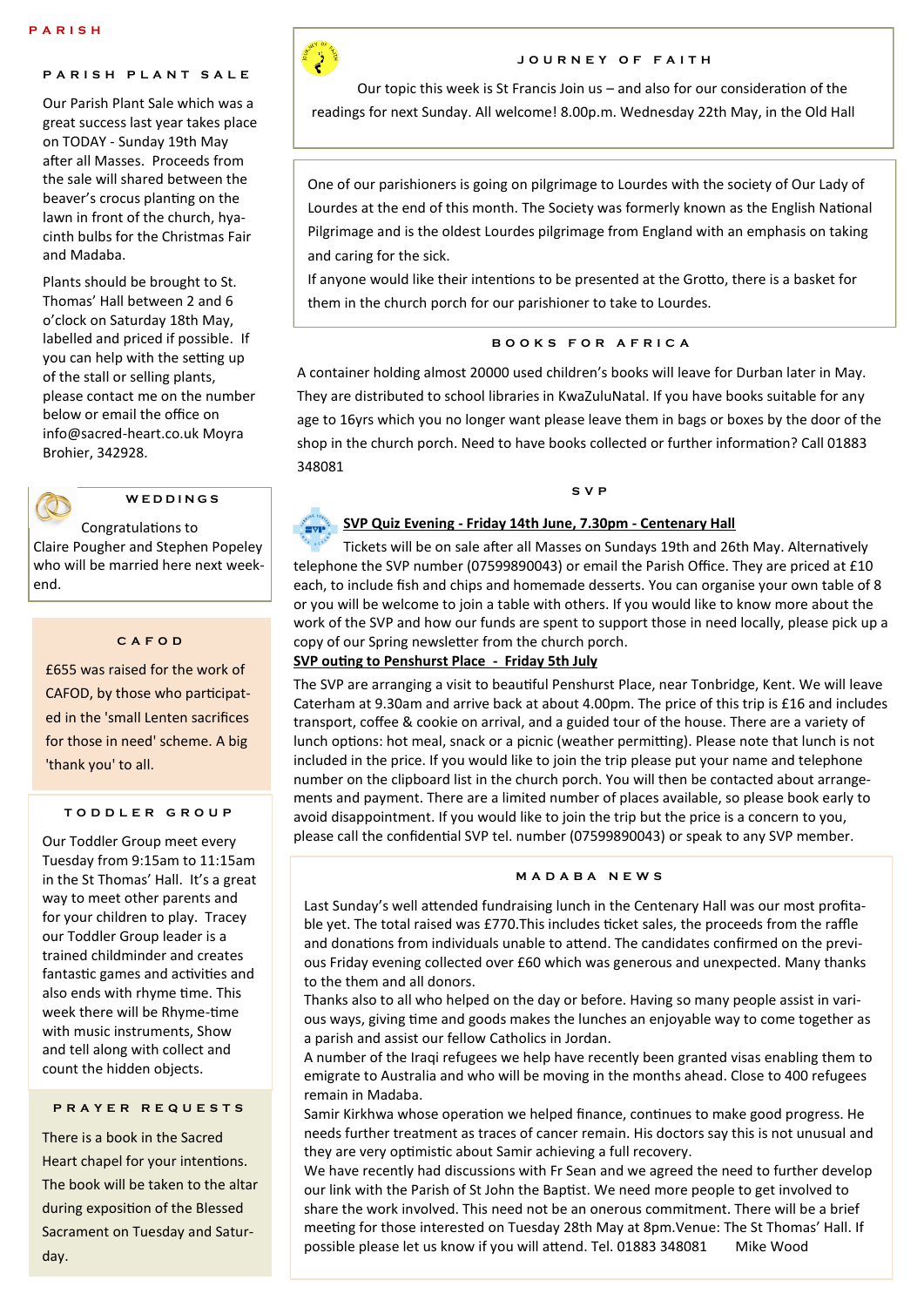# PARISH

## PARISH PLANT SALE

Our Parish Plant Sale which was a great success last year takes place on TODAY - Sunday 19th May after all Masses. Proceeds from the sale will shared between the beaver's crocus planting on the lawn in front of the church, hyacinth bulbs for the Christmas Fair and Madaba.

Plants should be brought to St. Thomas' Hall between 2 and 6 o'clock on Saturday 18th May, labelled and priced if possible. If you can help with the setting up of the stall or selling plants, please contact me on the number below or email the office on info@sacred-heart.co.uk Moyra Brohier, 342928.

## WEDDINGS

Congratulations to Claire Pougher and Stephen Popeley who will be married here next weekend.

## CAFOD

£655 was raised for the work of CAFOD, by those who participated in the 'small Lenten sacrifices for those in need' scheme. A big 'thank you' to all.

## TODDLER GROUP

Our Toddler Group meet every Tuesday from 9:15am to 11:15am in the St Thomas' Hall. It's a great way to meet other parents and for your children to play. Tracey our Toddler Group leader is a trained childminder and creates fantastic games and activities and also ends with rhyme time. This week there will be Rhyme-time with music instruments, Show and tell along with collect and count the hidden objects.

## PRAYER REQUESTS

There is a book in the Sacred Heart chapel for your intentions. The book will be taken to the altar during exposition of the Blessed Sacrament on Tuesday and Saturday.

## JOURNEY OF FAITH

Our topic this week is St Francis Join us – and also for our consideration of the readings for next Sunday. All welcome! 8.00p.m. Wednesday 22th May, in the Old Hall

One of our parishioners is going on pilgrimage to Lourdes with the society of Our Lady of Lourdes at the end of this month. The Society was formerly known as the English National Pilgrimage and is the oldest Lourdes pilgrimage from England with an emphasis on taking and caring for the sick.

If anyone would like their intentions to be presented at the Grotto, there is a basket for them in the church porch for our parishioner to take to Lourdes.

## BOOKS FOR AFRICA

A container holding almost 20000 used children's books will leave for Durban later in May. They are distributed to school libraries in KwaZuluNatal. If you have books suitable for any age to 16yrs which you no longer want please leave them in bags or boxes by the door of the shop in the church porch. Need to have books collected or further information? Call 01883 348081

## SVP

**SVP Quiz Evening - Friday 14th June, 7.30pm - Centenary Hall**

Tickets will be on sale after all Masses on Sundays 19th and 26th May. Alternatively telephone the SVP number (07599890043) or email the Parish Office. They are priced at £10 each, to include fish and chips and homemade desserts. You can organise your own table of 8 or you will be welcome to join a table with others. If you would like to know more about the work of the SVP and how our funds are spent to support those in need locally, please pick up a copy of our Spring newsletter from the church porch.

**SVP outing to Penshurst Place - Friday 5th July**

The SVP are arranging a visit to beautiful Penshurst Place, near Tonbridge, Kent. We will leave Caterham at 9.30am and arrive back at about 4.00pm. The price of this trip is £16 and includes transport, coffee & cookie on arrival, and a guided tour of the house. There are a variety of lunch options: hot meal, snack or a picnic (weather permitting). Please note that lunch is not included in the price. If you would like to join the trip please put your name and telephone number on the clipboard list in the church porch. You will then be contacted about arrangements and payment. There are a limited number of places available, so please book early to avoid disappointment. If you would like to join the trip but the price is a concern to you, please call the confidential SVP tel. number (07599890043) or speak to any SVP member.

## MADABA NEWS

Last Sunday's well attended fundraising lunch in the Centenary Hall was our most profitable yet. The total raised was £770.This includes ticket sales, the proceeds from the raffle and donations from individuals unable to attend. The candidates confirmed on the previous Friday evening collected over £60 which was generous and unexpected. Many thanks to the them and all donors.

Thanks also to all who helped on the day or before. Having so many people assist in various ways, giving time and goods makes the lunches an enjoyable way to come together as a parish and assist our fellow Catholics in Jordan.

A number of the Iraqi refugees we help have recently been granted visas enabling them to emigrate to Australia and who will be moving in the months ahead. Close to 400 refugees remain in Madaba.

Samir Kirkhwa whose operation we helped finance, continues to make good progress. He needs further treatment as traces of cancer remain. His doctors say this is not unusual and they are very optimistic about Samir achieving a full recovery.

We have recently had discussions with Fr Sean and we agreed the need to further develop our link with the Parish of St John the Baptist. We need more people to get involved to share the work involved. This need not be an onerous commitment. There will be a brief meeting for those interested on Tuesday 28th May at 8pm.Venue: The St Thomas' Hall. If possible please let us know if you will attend. Tel. 01883 348081 Mike Wood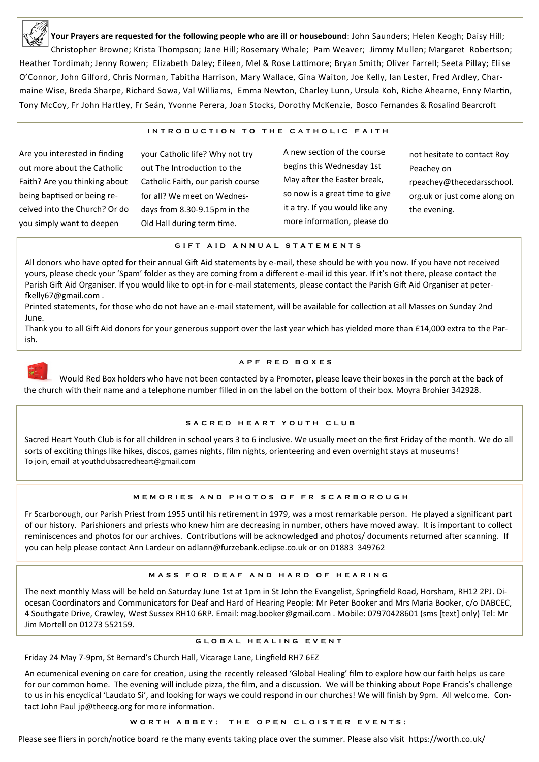**Your Prayers are requested for the following people who are ill or housebound**: John Saunders; Helen Keogh; Daisy Hill; Christopher Browne; Krista Thompson; Jane Hill; Rosemary Whale; Pam Weaver; Jimmy Mullen; Margaret Robertson; Heather Tordimah; Jenny Rowen; Elizabeth Daley; Eileen, Mel & Rose Lattimore; Bryan Smith; Oliver Farrell; Seeta Pillay; Elise O'Connor, John Gilford, Chris Norman, Tabitha Harrison, Mary Wallace, Gina Waiton, Joe Kelly, Ian Lester, Fred Ardley, Charmaine Wise, Breda Sharpe, Richard Sowa, Val Williams, Emma Newton, Charley Lunn, Ursula Koh, Riche Ahearne, Enny Martin, Tony McCoy, Fr John Hartley, Fr Seán, Yvonne Perera, Joan Stocks, Dorothy McKenzie, Bosco Fernandes & Rosalind Bearcroft

## INTRODUCTION TO THE CATHOLIC FAITH

Are you interested in finding out more about the Catholic Faith? Are you thinking about being baptised or being received into the Church? Or do you simply want to deepen your Catholic life? Why not try out The Introduction to the Catholic Faith, our parish course for all? We meet on Wednesdays from 8.30-9.15pm in the Old Hall during term time.

A new section of the course begins this Wednesday 1st May after the Easter break, so now is a great time to give it a try. If you would like any more information, please do not hesitate to contact Roy Peachey on rpeachey@thecedarsschool.org.uk or just come along on the evening.

## GIFT AID ANNUAL STATEMENTS

All donors who have opted for their annual Gift Aid statements by e-mail, these should be with you now. If you have not received yours, please check your 'Spam' folder as they are coming from a different e-mail id this year. If it's not there, please contact the Parish Gift Aid Organiser. If you would like to opt-in for e-mail statements, please contact the Parish Gift Aid Organiser at peterfkelly67@gmail.com .

Printed statements, for those who do not have an e-mail statement, will be available for collection at all Masses on Sunday 2nd June.

Thank you to all Gift Aid donors for your generous support over the last year which has yielded more than £14,000 extra to the Parish.

## APF RED BOXES

Would Red Box holders who have not been contacted by a Promoter, please leave their boxes in the porch at the back of the church with their name and a telephone number filled in on the label on the bottom of their box. Moyra Brohier 342928.

## SACRED HEART YOUTH CLUB

Sacred Heart Youth Club is for all children in school years 3 to 6 inclusive. We usually meet on the first Friday of the month. We do all sorts of exciting things like hikes, discos, games nights, film nights, orienteering and even overnight stays at museums!

To join, email at youthclubsacredheart@gmail.com

## MEMORIES AND PHOTOS OF FR SCARBOROUGH

Fr Scarborough, our Parish Priest from 1955 until his retirement in 1979, was a most remarkable person. He played a significant part of our history. Parishioners and priests who knew him are decreasing in number, others have moved away. It is important to collect reminiscences and photos for our archives. Contributions will be acknowledged and photos/ documents returned after scanning. If you can help please contact Ann Lardeur on adlann@furzebank.eclipse.co.uk or on 01883 349762

## MASS FOR DEAF AND HARD OF HEARING

The next monthly Mass will be held on Saturday June 1st at 1pm in St John the Evangelist, Springfield Road, Horsham, RH12 2PJ. Diocesan Coordinators and Communicators for Deaf and Hard of Hearing People: Mr Peter Booker and Mrs Maria Booker, c/o DABCEC, 4 Southgate Drive, Crawley, West Sussex RH10 6RP. Email: mag.booker@gmail.com . Mobile: 07970428601 (sms [text] only) Tel: Mr Jim Mortell on 01273 552159.

## GLOBAL HEALING EVENT

Friday 24 May 7-9pm, St Bernard's Church Hall, Vicarage Lane, Lingfield RH7 6EZ

An ecumenical evening on care for creation, using the recently released 'Global Healing' film to explore how our faith helps us care for our common home. The evening will include pizza, the film, and a discussion. We will be thinking about Pope Francis's challenge to us in his encyclical 'Laudato Si', and looking for ways we could respond in our churches! We will finish by 9pm. All welcome. Contact John Paul jp@theecg.org for more information.

## WORTH ABBEY: THE OPEN CLOISTER EVENTS:

Please see fliers in porch/notice board re the many events taking place over the summer. Please also visit https://worth.co.uk/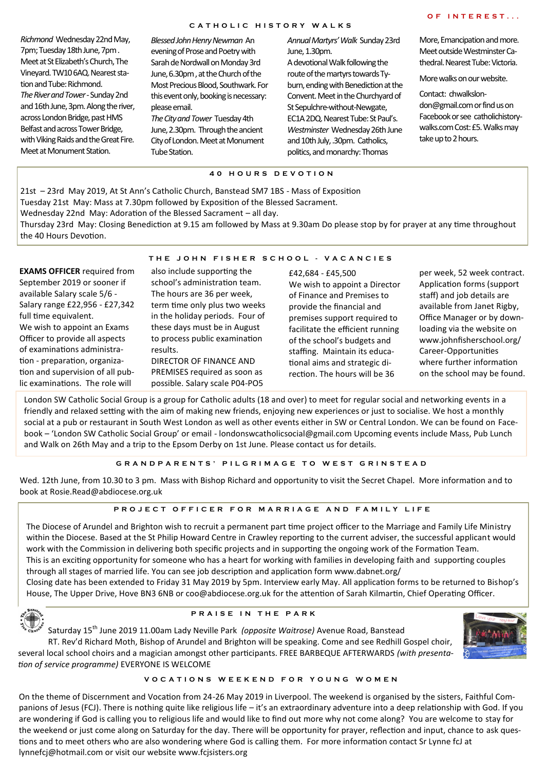OF INTEREST...

## CATHOLIC HISTORY WALKS

*Richmond* Wednesday 22nd May, 7pm; Tuesday 18th June, 7pm. Meet at St Elizabeth's Church, The Vineyard. TW10 6AQ. Nearest station and Tube: Richmond.

*The River and Tower* - Sunday 2nd and 16th June, 3pm. Along the river, across London Bridge, past HMS Belfast and across Tower Bridge, with Viking Raids and the Great Fire. Meet at Monument Station.

*Blessed John Henry Newman* An evening of Prose and Poetry with Sarah de Nordwall on Monday 3rd June, 6.30pm, at the Church of the Most Precious Blood, Southwark. For this event only, booking is necessary: please email.

*The City and Tower* Tuesday 4th June, 2.30pm. Through the ancient City of London. Meet at Monument Tube Station.

*Annual Martyrs' Walk* Sunday 23rd June, 1.30pm. A devotional Walk following the route of the martyrs towards Tyburn, ending with Benediction at the Convent. Meet in the Churchyard of St Sepulchre-without-Newgate, EC1A 2DQ. Nearest Tube: St Paul's.

*Westminster* Wednesday 26th June and 10th July, .30pm. Catholics, politics, and monarchy: Thomas More, Emancipation and more. Meet outside Westminster Cathedral. Nearest Tube: Victoria.

More walks on our website.

Contact: chwalkslondon@gmail.com or find us on Facebook or see catholichistorywalks.com Cost: £5. Walks may take up to 2 hours.

## 40 HOURS DEVOTION

21st – 23rd May 2019, At St Ann's Catholic Church, Banstead SM7 1BS - Mass of Exposition
Tuesday 21st May: Mass at 7.30pm followed by Exposition of the Blessed Sacrament.
Wednesday 22nd May: Adoration of the Blessed Sacrament – all day.
Thursday 23rd May: Closing Benediction at 9.15 am followed by Mass at 9.30am Do please stop by for prayer at any time throughout the 40 Hours Devotion.

## THE JOHN FISHER SCHOOL - VACANCIES

**EXAMS OFFICER** required from September 2019 or sooner if available Salary scale 5/6 - Salary range £22,956 - £27,342 full time equivalent.
We wish to appoint an Exams Officer to provide all aspects of examinations administration - preparation, organization and supervision of all public examinations. The role will also include supporting the school's administration team. The hours are 36 per week, term time only plus two weeks in the holiday periods. Four of these days must be in August to process public examination results.

DIRECTOR OF FINANCE AND PREMISES required as soon as possible. Salary scale P04-PO5 £42,684 - £45,500
We wish to appoint a Director of Finance and Premises to provide the financial and premises support required to facilitate the efficient running of the school's budgets and staffing. Maintain its educational aims and strategic direction. The hours will be 36 per week, 52 week contract. Application forms (support staff) and job details are available from Janet Rigby, Office Manager or by downloading via the website on www.johnfisherschool.org/Career-Opportunities where further information on the school may be found.

London SW Catholic Social Group is a group for Catholic adults (18 and over) to meet for regular social and networking events in a friendly and relaxed setting with the aim of making new friends, enjoying new experiences or just to socialise. We host a monthly social at a pub or restaurant in South West London as well as other events either in SW or Central London. We can be found on Facebook – 'London SW Catholic Social Group' or email - londonswcatholicsocial@gmail.com Upcoming events include Mass, Pub Lunch and Walk on 26th May and a trip to the Epsom Derby on 1st June. Please contact us for details.

## GRANDPARENTS' PILGRIMAGE TO WEST GRINSTEAD

Wed. 12th June, from 10.30 to 3 pm. Mass with Bishop Richard and opportunity to visit the Secret Chapel. More information and to book at Rosie.Read@abdiocese.org.uk

## PROJECT OFFICER FOR MARRIAGE AND FAMILY LIFE

The Diocese of Arundel and Brighton wish to recruit a permanent part time project officer to the Marriage and Family Life Ministry within the Diocese. Based at the St Philip Howard Centre in Crawley reporting to the current adviser, the successful applicant would work with the Commission in delivering both specific projects and in supporting the ongoing work of the Formation Team.
This is an exciting opportunity for someone who has a heart for working with families in developing faith and supporting couples through all stages of married life. You can see job description and application form www.dabnet.org/
Closing date has been extended to Friday 31 May 2019 by 5pm. Interview early May. All application forms to be returned to Bishop's House, The Upper Drive, Hove BN3 6NB or coo@abdiocese.org.uk for the attention of Sarah Kilmartin, Chief Operating Officer.

## PRAISE IN THE PARK

Saturday 15th June 2019 11.00am Lady Neville Park *(opposite Waitrose)* Avenue Road, Banstead
RT. Rev'd Richard Moth, Bishop of Arundel and Brighton will be speaking. Come and see Redhill Gospel choir, several local school choirs and a magician amongst other participants. FREE BARBEQUE AFTERWARDS *(with presentation of service programme)* EVERYONE IS WELCOME

## VOCATIONS WEEKEND FOR YOUNG WOMEN

On the theme of Discernment and Vocation from 24-26 May 2019 in Liverpool. The weekend is organised by the sisters, Faithful Companions of Jesus (FCJ). There is nothing quite like religious life – it's an extraordinary adventure into a deep relationship with God. If you are wondering if God is calling you to religious life and would like to find out more why not come along? You are welcome to stay for the weekend or just come along on Saturday for the day. There will be opportunity for prayer, reflection and input, chance to ask questions and to meet others who are also wondering where God is calling them. For more information contact Sr Lynne fcJ at lynnefcj@hotmail.com or visit our website www.fcjsisters.org